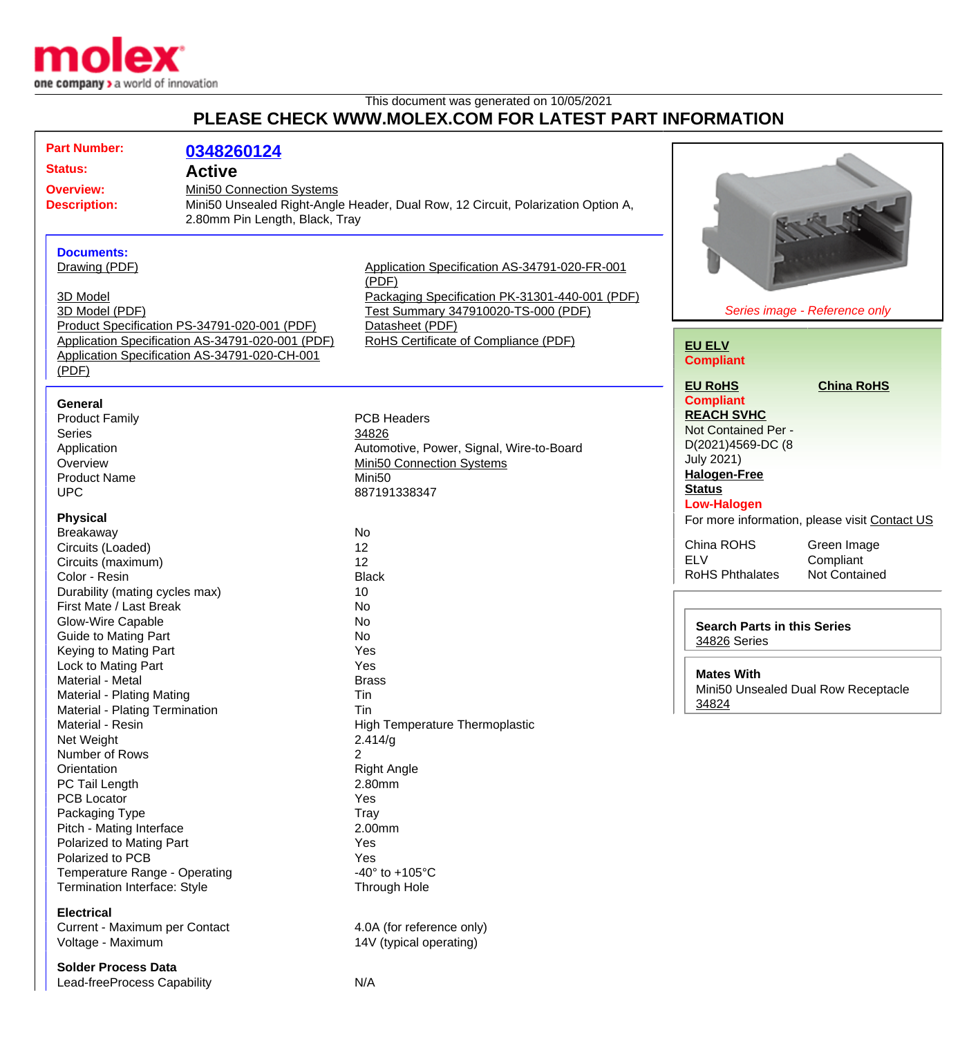This document was generated on 10/05/2021

# PLEASE CHECK WWW.MOLEX.COM FOR LATEST PART INFORMATION

**Part Number:** 0348260124

**Status:** Active

**Overview:** Mini50 Connection Systems

**Description:** Mini50 Unsealed Right-Angle Header, Dual Row, 12 Circuit, Polarization Option A, 2.80mm Pin Length, Black, Tray

**Documents:**

- Drawing (PDF)
- 3D Model
- 3D Model (PDF)
- Product Specification PS-34791-020-001 (PDF)
- Application Specification AS-34791-020-001 (PDF)
- Application Specification AS-34791-020-CH-001 (PDF)
- Application Specification AS-34791-020-FR-001 (PDF)
- Packaging Specification PK-31301-440-001 (PDF)
- Test Summary 347910020-TS-000 (PDF)
- Datasheet (PDF)
- RoHS Certificate of Compliance (PDF)

*Series image - Reference only*

**EU ELV**
**Compliant**

**EU RoHS**
**Compliant**

**China RoHS**

**REACH SVHC**
Not Contained Per - D(2021)4569-DC (8 July 2021)

**Halogen-Free Status**
**Low-Halogen**

For more information, please visit Contact US

| | |
|---|---|
| China ROHS | Green Image |
| ELV | Compliant |
| RoHS Phthalates | Not Contained |

**Search Parts in this Series**
34826 Series

**Mates With**
Mini50 Unsealed Dual Row Receptacle 34824

### General

| | |
|---|---|
| Product Family | PCB Headers |
| Series | 34826 |
| Application | Automotive, Power, Signal, Wire-to-Board |
| Overview | Mini50 Connection Systems |
| Product Name | Mini50 |
| UPC | 887191338347 |

### Physical

| | |
|---|---|
| Breakaway | No |
| Circuits (Loaded) | 12 |
| Circuits (maximum) | 12 |
| Color - Resin | Black |
| Durability (mating cycles max) | 10 |
| First Mate / Last Break | No |
| Glow-Wire Capable | No |
| Guide to Mating Part | No |
| Keying to Mating Part | Yes |
| Lock to Mating Part | Yes |
| Material - Metal | Brass |
| Material - Plating Mating | Tin |
| Material - Plating Termination | Tin |
| Material - Resin | High Temperature Thermoplastic |
| Net Weight | 2.414/g |
| Number of Rows | 2 |
| Orientation | Right Angle |
| PC Tail Length | 2.80mm |
| PCB Locator | Yes |
| Packaging Type | Tray |
| Pitch - Mating Interface | 2.00mm |
| Polarized to Mating Part | Yes |
| Polarized to PCB | Yes |
| Temperature Range - Operating | -40° to +105°C |
| Termination Interface: Style | Through Hole |

### Electrical

| | |
|---|---|
| Current - Maximum per Contact | 4.0A (for reference only) |
| Voltage - Maximum | 14V (typical operating) |

### Solder Process Data

| | |
|---|---|
| Lead-freeProcess Capability | N/A |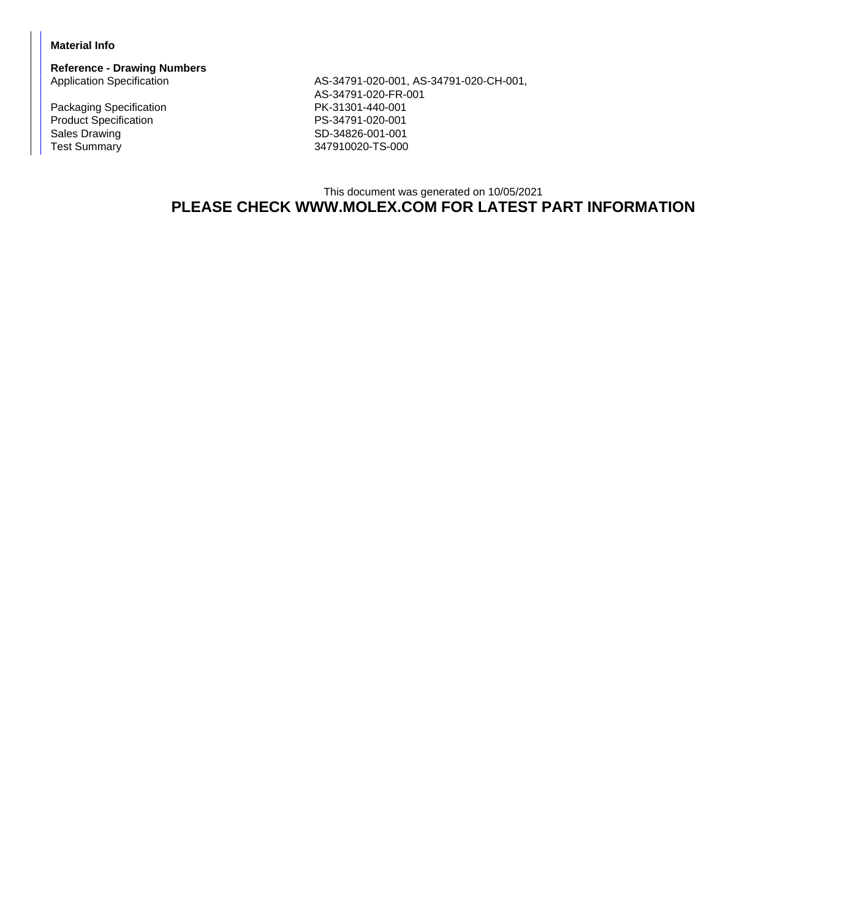**Material Info**

**Reference - Drawing Numbers**

| | |
|---|---|
| Application Specification | AS-34791-020-001, AS-34791-020-CH-001, AS-34791-020-FR-001 |
| Packaging Specification | PK-31301-440-001 |
| Product Specification | PS-34791-020-001 |
| Sales Drawing | SD-34826-001-001 |
| Test Summary | 347910020-TS-000 |

This document was generated on 10/05/2021

**PLEASE CHECK WWW.MOLEX.COM FOR LATEST PART INFORMATION**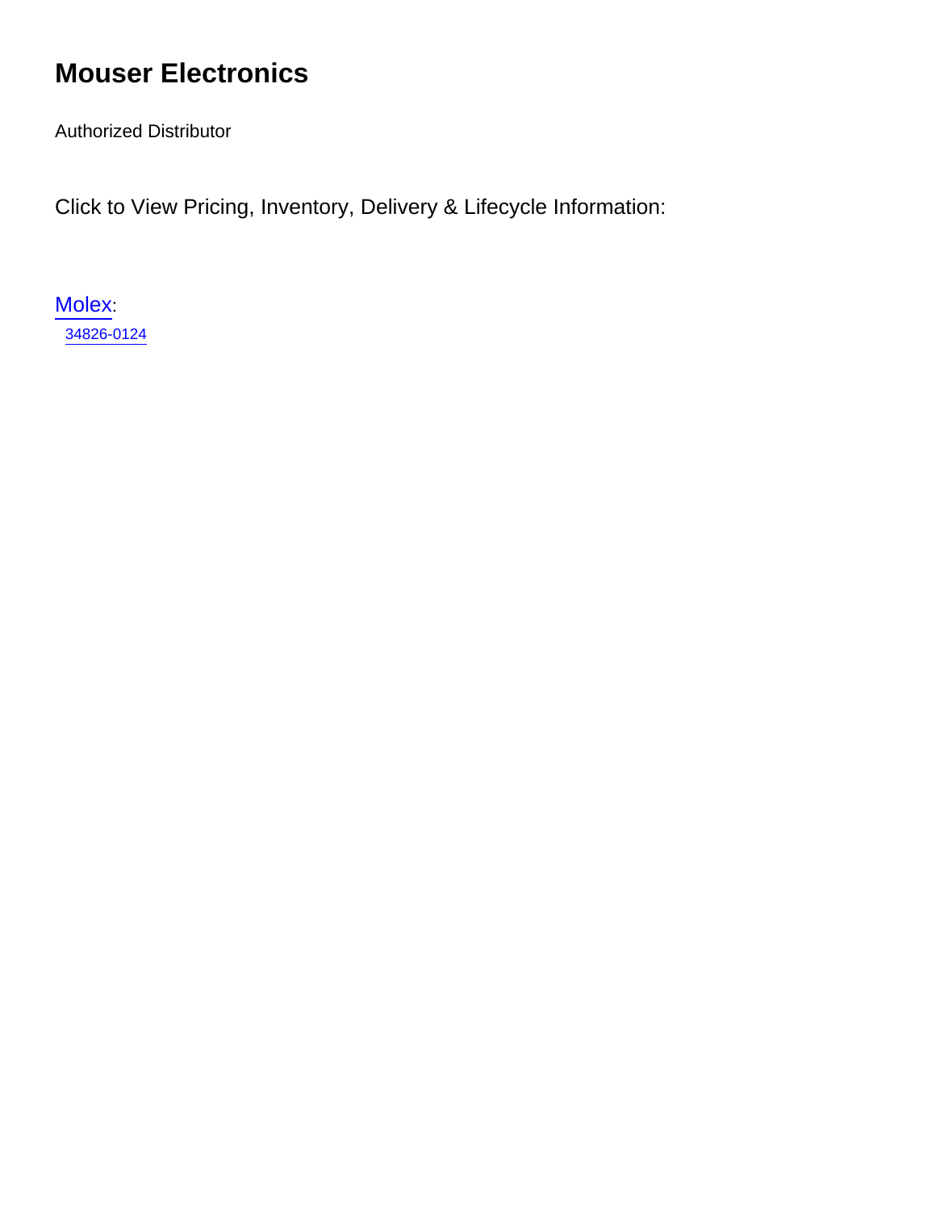# Mouser Electronics

Authorized Distributor

Click to View Pricing, Inventory, Delivery & Lifecycle Information:

Molex:

34826-0124